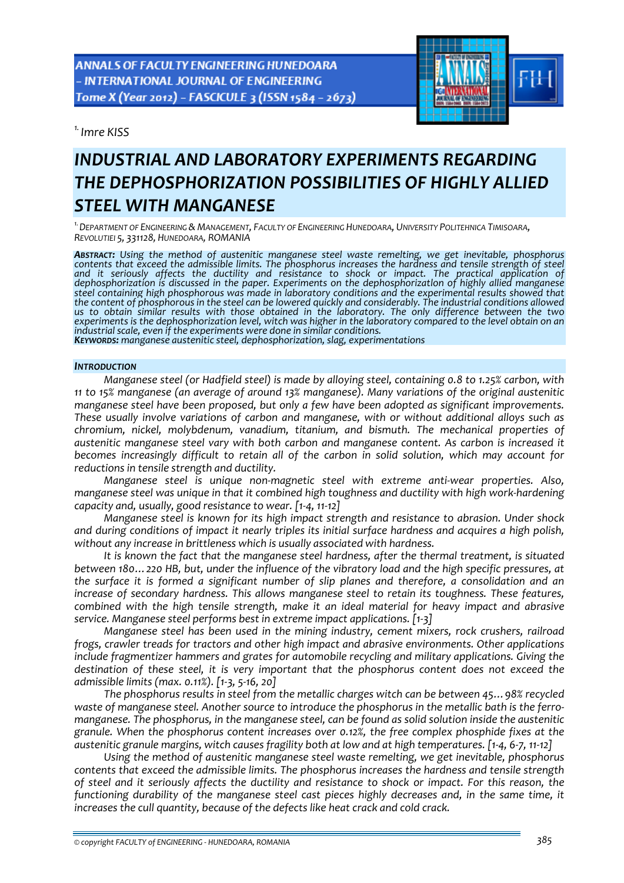[1.] Imre KISS

# INDUSTRIAL AND LABORATORY EXPERIMENTS REGARDING THE DEPHOSPHORIZATION POSSIBILITIES OF HIGHLY ALLIED STEEL WITH MANGANESE

[1.] DEPARTMENT OF ENGINEERING & MANAGEMENT, FACULTY OF ENGINEERING HUNEDOARA, UNIVERSITY POLITEHNICA TIMISOARA, REVOLUTIEI 5, 331128, HUNEDOARA, ROMANIA

***ABSTRACT:*** *Using the method of austenitic manganese steel waste remelting, we get inevitable, phosphorus contents that exceed the admissible limits. The phosphorus increases the hardness and tensile strength of steel and it seriously affects the ductility and resistance to shock or impact. The practical application of dephosphorization is discussed in the paper. Experiments on the dephosphorizatlon of highly allied manganese steel containing high phosphorous was made in laboratory conditions and the experimental results showed that the content of phosphorous in the steel can be lowered quickly and considerably. The industrial conditions allowed us to obtain similar results with those obtained in the laboratory. The only difference between the two experiments is the dephosphorization level, witch was higher in the laboratory compared to the level obtain on an industrial scale, even if the experiments were done in similar conditions.*
***KEYWORDS:*** *manganese austenitic steel, dephosphorization, slag, experimentations*

## INTRODUCTION

*Manganese steel (or Hadfield steel) is made by alloying steel, containing 0.8 to 1.25% carbon, with 11 to 15% manganese (an average of around 13% manganese). Many variations of the original austenitic manganese steel have been proposed, but only a few have been adopted as significant improvements. These usually involve variations of carbon and manganese, with or without additional alloys such as chromium, nickel, molybdenum, vanadium, titanium, and bismuth. The mechanical properties of austenitic manganese steel vary with both carbon and manganese content. As carbon is increased it becomes increasingly difficult to retain all of the carbon in solid solution, which may account for reductions in tensile strength and ductility.*

*Manganese steel is unique non-magnetic steel with extreme anti-wear properties. Also, manganese steel was unique in that it combined high toughness and ductility with high work-hardening capacity and, usually, good resistance to wear. [1-4, 11-12]*

*Manganese steel is known for its high impact strength and resistance to abrasion. Under shock and during conditions of impact it nearly triples its initial surface hardness and acquires a high polish, without any increase in brittleness which is usually associated with hardness.*

*It is known the fact that the manganese steel hardness, after the thermal treatment, is situated between 180…220 HB, but, under the influence of the vibratory load and the high specific pressures, at the surface it is formed a significant number of slip planes and therefore, a consolidation and an increase of secondary hardness. This allows manganese steel to retain its toughness. These features, combined with the high tensile strength, make it an ideal material for heavy impact and abrasive service. Manganese steel performs best in extreme impact applications. [1-3]*

*Manganese steel has been used in the mining industry, cement mixers, rock crushers, railroad frogs, crawler treads for tractors and other high impact and abrasive environments. Other applications include fragmentizer hammers and grates for automobile recycling and military applications. Giving the destination of these steel, it is very important that the phosphorus content does not exceed the admissible limits (max. 0.11%). [1-3, 5-16, 20]*

*The phosphorus results in steel from the metallic charges witch can be between 45…98% recycled waste of manganese steel. Another source to introduce the phosphorus in the metallic bath is the ferro-manganese. The phosphorus, in the manganese steel, can be found as solid solution inside the austenitic granule. When the phosphorus content increases over 0.12%, the free complex phosphide fixes at the austenitic granule margins, witch causes fragility both at low and at high temperatures. [1-4, 6-7, 11-12]*

*Using the method of austenitic manganese steel waste remelting, we get inevitable, phosphorus contents that exceed the admissible limits. The phosphorus increases the hardness and tensile strength of steel and it seriously affects the ductility and resistance to shock or impact. For this reason, the functioning durability of the manganese steel cast pieces highly decreases and, in the same time, it increases the cull quantity, because of the defects like heat crack and cold crack.*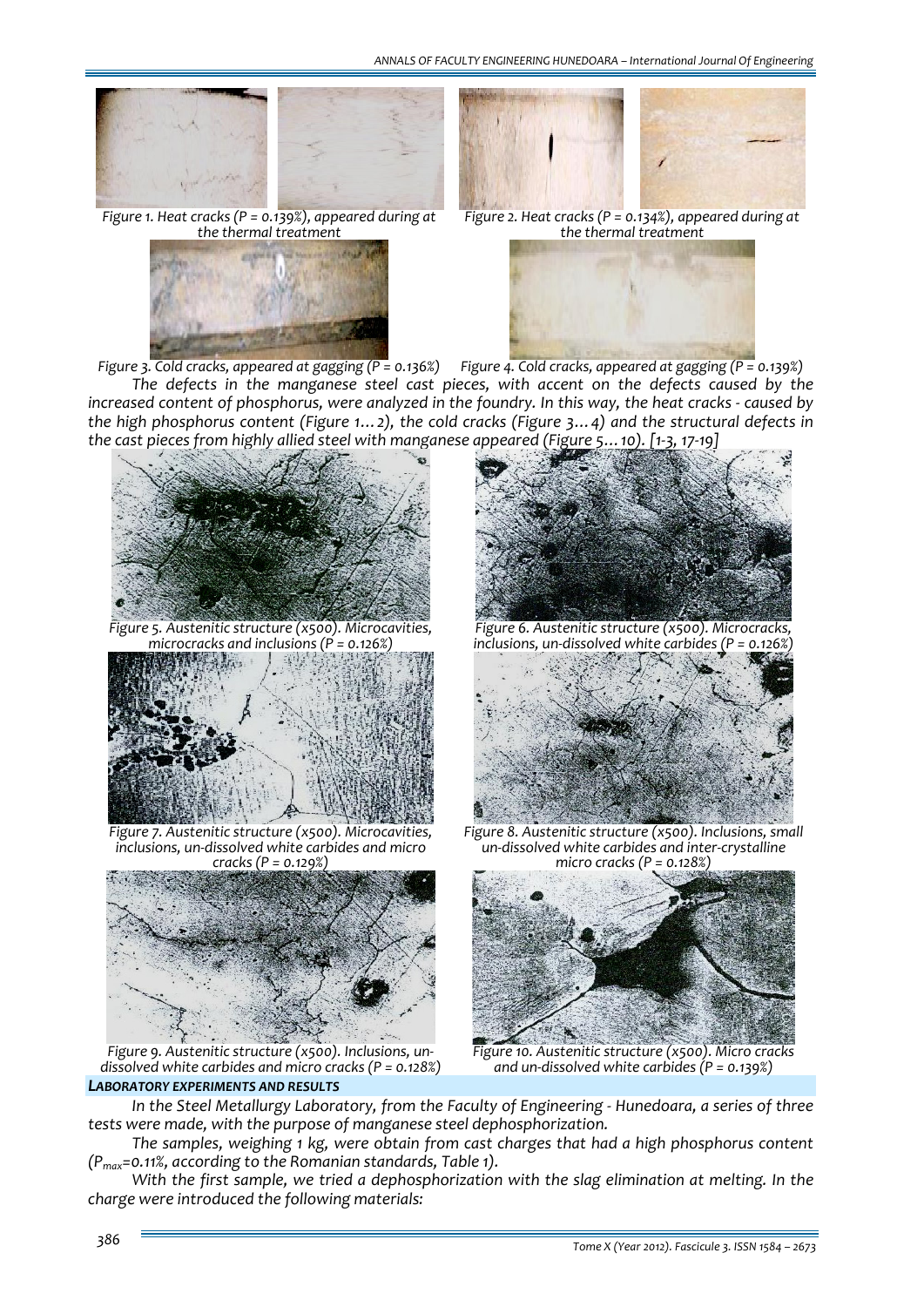Figure 1. Heat cracks (P = 0.139%), appeared during at the thermal treatment

Figure 2. Heat cracks (P = 0.134%), appeared during at the thermal treatment

Figure 3. Cold cracks, appeared at gagging (P = 0.136%)

Figure 4. Cold cracks, appeared at gagging (P = 0.139%)

The defects in the manganese steel cast pieces, with accent on the defects caused by the increased content of phosphorus, were analyzed in the foundry. In this way, the heat cracks - caused by the high phosphorus content (Figure 1...2), the cold cracks (Figure 3...4) and the structural defects in the cast pieces from highly allied steel with manganese appeared (Figure 5...10). [1-3, 17-19]

Figure 5. Austenitic structure (x500). Microcavities, microcracks and inclusions (P = 0.126%)

Figure 6. Austenitic structure (x500). Microcracks, inclusions, un-dissolved white carbides (P = 0.126%)

Figure 7. Austenitic structure (x500). Microcavities, inclusions, un-dissolved white carbides and micro cracks (P = 0.129%)

Figure 8. Austenitic structure (x500). Inclusions, small un-dissolved white carbides and inter-crystalline micro cracks (P = 0.128%)

Figure 9. Austenitic structure (x500). Inclusions, un-dissolved white carbides and micro cracks (P = 0.128%)

Figure 10. Austenitic structure (x500). Micro cracks and un-dissolved white carbides (P = 0.139%)

## LABORATORY EXPERIMENTS AND RESULTS

In the Steel Metallurgy Laboratory, from the Faculty of Engineering - Hunedoara, a series of three tests were made, with the purpose of manganese steel dephosphorization.

The samples, weighing 1 kg, were obtain from cast charges that had a high phosphorus content ($P_{max}$=0.11%, according to the Romanian standards, Table 1).

With the first sample, we tried a dephosphorization with the slag elimination at melting. In the charge were introduced the following materials: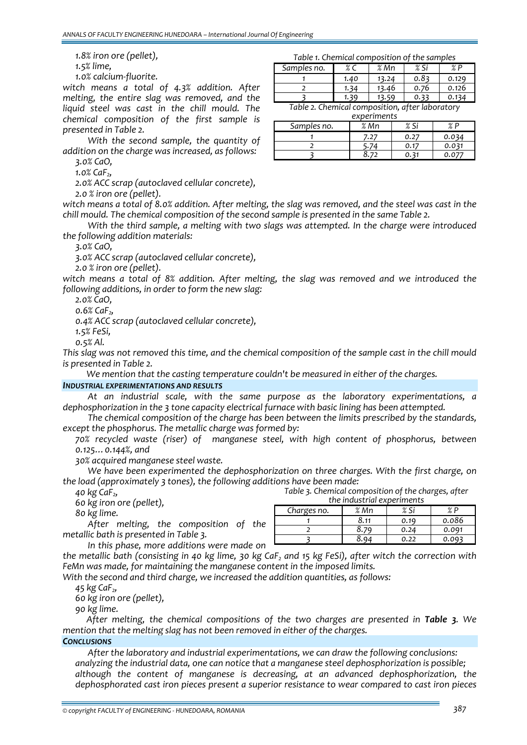*1.8% iron ore (pellet),*

*1.5% lime,*

*1.0% calcium-fluorite.*

*witch means a total of 4.3% addition. After melting, the entire slag was removed, and the liquid steel was cast in the chill mould. The chemical composition of the first sample is presented in Table 2.*

*With the second sample, the quantity of addition on the charge was increased, as follows:*

*3.0% CaO,*

*1.0% $CaF_2$,*

*2.0% ACC scrap (autoclaved cellular concrete),*

*2.0 % iron ore (pellet).*

*Table 1. Chemical composition of the samples*

| Samples no. | % C | % Mn | % Si | % P |
|---|---|---|---|---|
| 1 | 1.40 | 13.24 | 0.83 | 0.129 |
| 2 | 1.34 | 13.46 | 0.76 | 0.126 |
| 3 | 1.39 | 13.59 | 0.33 | 0.134 |

*Table 2. Chemical composition, after laboratory experiments*

| Samples no. | % Mn | % Si | % P |
|---|---|---|---|
| 1 | 7.27 | 0.27 | 0.034 |
| 2 | 5.74 | 0.17 | 0.031 |
| 3 | 8.72 | 0.31 | 0.077 |

*witch means a total of 8.0% addition. After melting, the slag was removed, and the steel was cast in the chill mould. The chemical composition of the second sample is presented in the same Table 2.*

*With the third sample, a melting with two slags was attempted. In the charge were introduced the following addition materials:*

*3.0% CaO,*

*3.0% ACC scrap (autoclaved cellular concrete),*

*2.0 % iron ore (pellet).*

*witch means a total of 8% addition. After melting, the slag was removed and we introduced the following additions, in order to form the new slag:*

*2.0% CaO,*

*0.6% $CaF_2$,*

*0.4% ACC scrap (autoclaved cellular concrete),*

*1.5% FeSi,*

*0.5% Al.*

*This slag was not removed this time, and the chemical composition of the sample cast in the chill mould is presented in Table 2.*

*We mention that the casting temperature couldn't be measured in either of the charges.*

### *INDUSTRIAL EXPERIMENTATIONS AND RESULTS*

*At an industrial scale, with the same purpose as the laboratory experimentations, a dephosphorization in the 3 tone capacity electrical furnace with basic lining has been attempted.*

*The chemical composition of the charge has been between the limits prescribed by the standards, except the phosphorus. The metallic charge was formed by:*

*70% recycled waste (riser) of manganese steel, with high content of phosphorus, between 0.125… 0.144%, and*

*30% acquired manganese steel waste.*

*We have been experimented the dephosphorization on three charges. With the first charge, on the load (approximately 3 tones), the following additions have been made:*

*40 kg $CaF_2$,*

*60 kg iron ore (pellet),*

*80 kg lime.*

*After melting, the composition of the metallic bath is presented in Table 3.*

*Table 3. Chemical composition of the charges, after the industrial experiments*

| Charges no. | % Mn | % Si | % P |
|---|---|---|---|
| 1 | 8.11 | 0.19 | 0.086 |
| 2 | 8.79 | 0.24 | 0.091 |
| 3 | 8.94 | 0.22 | 0.093 |

*In this phase, more additions were made on the metallic bath (consisting in 40 kg lime, 30 kg $CaF_2$ and 15 kg FeSi), after witch the correction with FeMn was made, for maintaining the manganese content in the imposed limits.*

*With the second and third charge, we increased the addition quantities, as follows:*

*45 kg $CaF_2$,*

*60 kg iron ore (pellet),*

*90 kg lime.*

*After melting, the chemical compositions of the two charges are presented in **Table 3**. We mention that the melting slag has not been removed in either of the charges.*

### *CONCLUSIONS*

*After the laboratory and industrial experimentations, we can draw the following conclusions:*

*analyzing the industrial data, one can notice that a manganese steel dephosphorization is possible;*

*although the content of manganese is decreasing, at an advanced dephosphorization, the dephosphorated cast iron pieces present a superior resistance to wear compared to cast iron pieces*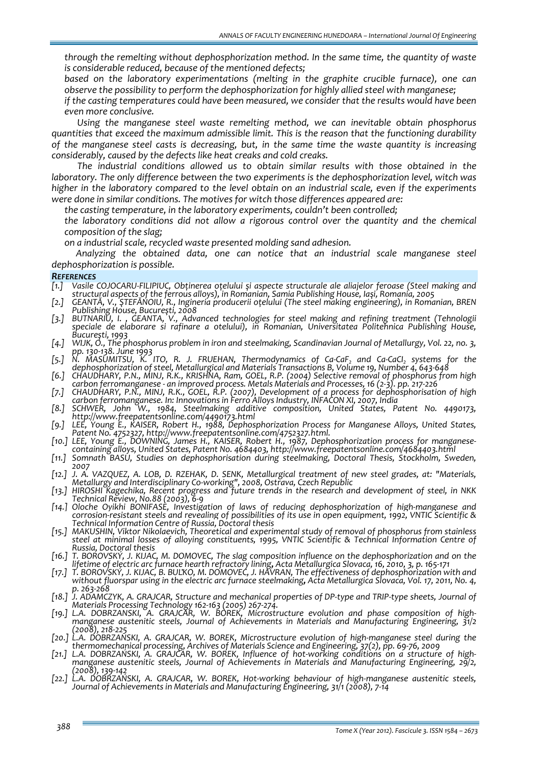*through the remelting without dephosphorization method. In the same time, the quantity of waste is considerable reduced, because of the mentioned defects;*

*based on the laboratory experimentations (melting in the graphite crucible furnace), one can observe the possibility to perform the dephosphorization for highly allied steel with manganese;*

*if the casting temperatures could have been measured, we consider that the results would have been even more conclusive.*

*Using the manganese steel waste remelting method, we can inevitable obtain phosphorus quantities that exceed the maximum admissible limit. This is the reason that the functioning durability of the manganese steel casts is decreasing, but, in the same time the waste quantity is increasing considerably, caused by the defects like heat creaks and cold creaks.*

*The industrial conditions allowed us to obtain similar results with those obtained in the laboratory. The only difference between the two experiments is the dephosphorization level, witch was higher in the laboratory compared to the level obtain on an industrial scale, even if the experiments were done in similar conditions. The motives for witch those differences appeared are:*

*the casting temperature, in the laboratory experiments, couldn't been controlled;*

*the laboratory conditions did not allow a rigorous control over the quantity and the chemical composition of the slag;*

*on a industrial scale, recycled waste presented molding sand adhesion.*

*Analyzing the obtained data, one can notice that an industrial scale manganese steel dephosphorization is possible.*

### *REFERENCES*

*[1.] Vasile COJOCARU-FILIPIUC, Obținerea oțelului și aspecte structurale ale aliajelor feroase (Steel making and structural aspects of the ferrous alloys), in Romanian, Samia Publishing House, Iași, Romania, 2005*

*[2.] GEANTĂ, V., ȘTEFĂNOIU, R., Ingineria producerii oțelului (The steel making engineering), in Romanian, BREN Publishing House, București, 2008*

*[3.] BUTNARIU, I. , GEANTA, V., Advanced technologies for steel making and refining treatment (Tehnologii speciale de elaborare si rafinare a otelului), in Romanian, Universitatea Politehnica Publishing House, București, 1993*

*[4.] WIJK, O., The phosphorus problem in iron and steelmaking, Scandinavian Journal of Metallurgy, Vol. 22, no. 3, pp. 130-138. June 1993*

*[5.] N. MASUMITSU, K. ITO, R. J. FRUEHAN, Thermodynamics of Ca-CaF$_2$ and Ca-CaCl$_2$ systems for the dephosphorization of steel, Metallurgical and Materials Transactions B, Volume 19, Number 4, 643-648*

*[6.] CHAUDHARY, P.N., MINJ, R.K., KRISHNA, Ram, GOEL, R.P. (2004) Selective removal of phosphorus from high carbon ferromanganese - an improved process. Metals Materials and Processes, 16 (2-3). pp. 217-226*

*[7.] CHAUDHARY, P.N., MINJ, R.K., GOEL, R.P. (2007), Development of a process for dephosphorisation of high carbon ferromanganese. In: Innovations in Ferro Alloys Industry, INFACON XI, 2007, India*

*[8.] SCHWER, John W., 1984, Steelmaking additive composition, United States, Patent No. 4490173, http://www.freepatentsonline.com/4490173.html*

*[9.] LEE, Young E., KAISER, Robert H., 1988, Dephosphorization Process for Manganese Alloys, United States, Patent No. 4752327, http://www.freepatentsonline.com/4752327.html.*

*[10.] LEE, Young E., DOWNING, James H., KAISER, Robert H., 1987, Dephosphorization process for manganese-containing alloys, United States, Patent No. 4684403, http://www.freepatentsonline.com/4684403.html*

*[11.] Somnath BASU, Studies on dephosphorisation during steelmaking, Doctoral Thesis, Stockholm, Sweden, 2007*

*[12.] J. A. VAZQUEZ, A. LOB, D. RZEHAK, D. SENK, Metallurgical treatment of new steel grades, at: "Materials, Metallurgy and Interdisciplinary Co-working", 2008, Ostrava, Czech Republic*

*[13.] HIROSHI Kagechika, Recent progress and future trends in the research and development of steel, in NKK Technical Review, No.88 (2003), 6-9*

*[14.] Oloche Oyikhi BONIFASE, Investigation of laws of reducing dephosphorization of high-manganese and corrosion-resistant steels and revealing of possibilities of its use in open equipment, 1992, VNTIC Scientific & Technical Information Centre of Russia, Doctoral thesis*

*[15.] MAKUSHIN, Viktor Nikolaevich, Theoretical and experimental study of removal of phosphorus from stainless steel at minimal losses of alloying constituents, 1995, VNTIC Scientific & Technical Information Centre of Russia, Doctoral thesis*

*[16.] T. BOROVSKÝ, J. KIJAC, M. DOMOVEC, The slag composition influence on the dephosphorization and on the lifetime of electric arc furnace hearth refractory lining, Acta Metallurgica Slovaca, 16, 2010, 3, p. 165-171*

*[17.] T. BOROVSKÝ, J. KIJAC, B. BUĽKO, M. DOMOVEC, J. HAVRAN, The effectiveness of dephosphorization with and without fluorspar using in the electric arc furnace steelmaking, Acta Metallurgica Slovaca, Vol. 17, 2011, No. 4, p. 263-268*

*[18.] J. ADAMCZYK, A. GRAJCAR, Structure and mechanical properties of DP-type and TRIP-type sheets, Journal of Materials Processing Technology 162-163 (2005) 267-274.*

*[19.] L.A. DOBRZANSKI, A. GRAJCAR, W. BOREK, Microstructure evolution and phase composition of high-manganese austenitic steels, Journal of Achievements in Materials and Manufacturing Engineering, 31/2 (2008), 218-225*

*[20.] L.A. DOBRZAŃSKI, A. GRAJCAR, W. BOREK, Microstructure evolution of high-manganese steel during the thermomechanical processing, Archives of Materials Science and Engineering, 37(2), pp. 69-76, 2009*

*[21.] L.A. DOBRZAŃSKI, A. GRAJCAR, W. BOREK, Influence of hot-working conditions on a structure of high-manganese austenitic steels, Journal of Achievements in Materials and Manufacturing Engineering, 29/2, (2008), 139-142*

*[22.] L.A. DOBRZAŃSKI, A. GRAJCAR, W. BOREK, Hot-working behaviour of high-manganese austenitic steels, Journal of Achievements in Materials and Manufacturing Engineering, 31/1 (2008), 7-14*